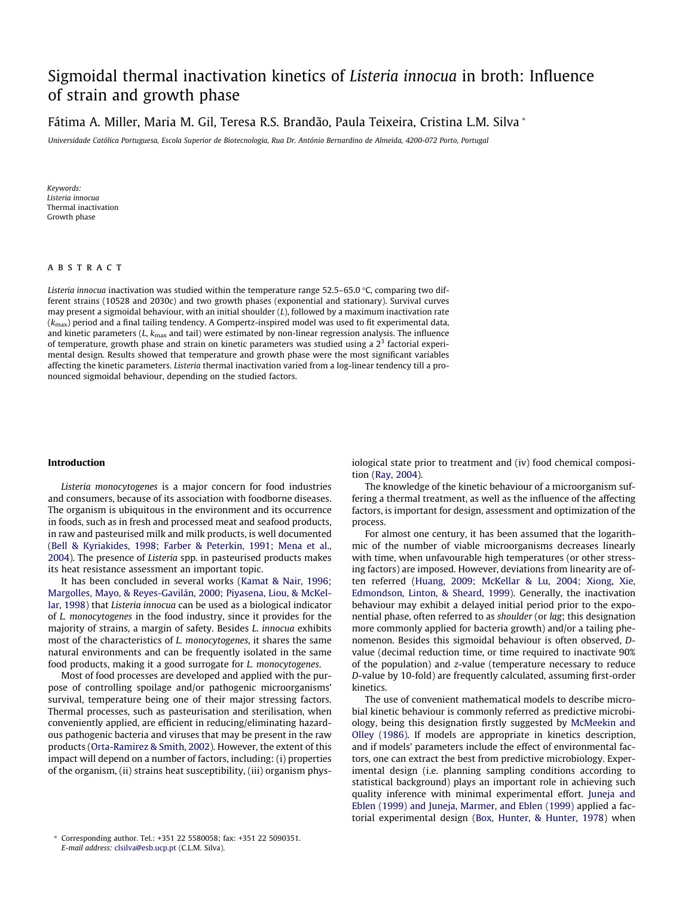# Sigmoidal thermal inactivation kinetics of *Listeria innocua* in broth: Influence of strain and growth phase

Fátima A. Miller, Maria M. Gil, Teresa R.S. Brandão, Paula Teixeira, Cristina L.M. Silva *

*Universidade Católica Portuguesa, Escola Superior de Biotecnologia, Rua Dr. António Bernardino de Almeida, 4200-072 Porto, Portugal*

*Keywords:*
*Listeria innocua*
Thermal inactivation
Growth phase

## ABSTRACT

*Listeria innocua* inactivation was studied within the temperature range 52.5–65.0 °C, comparing two different strains (10528 and 2030c) and two growth phases (exponential and stationary). Survival curves may present a sigmoidal behaviour, with an initial shoulder ($L$), followed by a maximum inactivation rate ($k_{max}$) period and a final tailing tendency. A Gompertz-inspired model was used to fit experimental data, and kinetic parameters ($L$, $k_{max}$ and tail) were estimated by non-linear regression analysis. The influence of temperature, growth phase and strain on kinetic parameters was studied using a $2^3$ factorial experimental design. Results showed that temperature and growth phase were the most significant variables affecting the kinetic parameters. *Listeria* thermal inactivation varied from a log-linear tendency till a pronounced sigmoidal behaviour, depending on the studied factors.

## Introduction

*Listeria monocytogenes* is a major concern for food industries and consumers, because of its association with foodborne diseases. The organism is ubiquitous in the environment and its occurrence in foods, such as in fresh and processed meat and seafood products, in raw and pasteurised milk and milk products, is well documented (Bell & Kyriakides, 1998; Farber & Peterkin, 1991; Mena et al., 2004). The presence of *Listeria* spp. in pasteurised products makes its heat resistance assessment an important topic.

It has been concluded in several works (Kamat & Nair, 1996; Margolles, Mayo, & Reyes-Gavilán, 2000; Piyasena, Liou, & McKellar, 1998) that *Listeria innocua* can be used as a biological indicator of *L. monocytogenes* in the food industry, since it provides for the majority of strains, a margin of safety. Besides *L. innocua* exhibits most of the characteristics of *L. monocytogenes*, it shares the same natural environments and can be frequently isolated in the same food products, making it a good surrogate for *L. monocytogenes*.

Most of food processes are developed and applied with the purpose of controlling spoilage and/or pathogenic microorganisms' survival, temperature being one of their major stressing factors. Thermal processes, such as pasteurisation and sterilisation, when conveniently applied, are efficient in reducing/eliminating hazardous pathogenic bacteria and viruses that may be present in the raw products (Orta-Ramirez & Smith, 2002). However, the extent of this impact will depend on a number of factors, including: (i) properties of the organism, (ii) strains heat susceptibility, (iii) organism physiological state prior to treatment and (iv) food chemical composition (Ray, 2004).

The knowledge of the kinetic behaviour of a microorganism suffering a thermal treatment, as well as the influence of the affecting factors, is important for design, assessment and optimization of the process.

For almost one century, it has been assumed that the logarithmic of the number of viable microorganisms decreases linearly with time, when unfavourable high temperatures (or other stressing factors) are imposed. However, deviations from linearity are often referred (Huang, 2009; McKellar & Lu, 2004; Xiong, Xie, Edmondson, Linton, & Sheard, 1999). Generally, the inactivation behaviour may exhibit a delayed initial period prior to the exponential phase, often referred to as *shoulder* (or *lag*; this designation more commonly applied for bacteria growth) and/or a tailing phenomenon. Besides this sigmoidal behaviour is often observed, *D*-value (decimal reduction time, or time required to inactivate 90% of the population) and *z*-value (temperature necessary to reduce *D*-value by 10-fold) are frequently calculated, assuming first-order kinetics.

The use of convenient mathematical models to describe microbial kinetic behaviour is commonly referred as predictive microbiology, being this designation firstly suggested by McMeekin and Olley (1986). If models are appropriate in kinetics description, and if models' parameters include the effect of environmental factors, one can extract the best from predictive microbiology. Experimental design (i.e. planning sampling conditions according to statistical background) plays an important role in achieving such quality inference with minimal experimental effort. Juneja and Eblen (1999) and Juneja, Marmer, and Eblen (1999) applied a factorial experimental design (Box, Hunter, & Hunter, 1978) when

\* Corresponding author. Tel.: +351 22 5580058; fax: +351 22 5090351.
*E-mail address:* clsilva@esb.ucp.pt (C.L.M. Silva).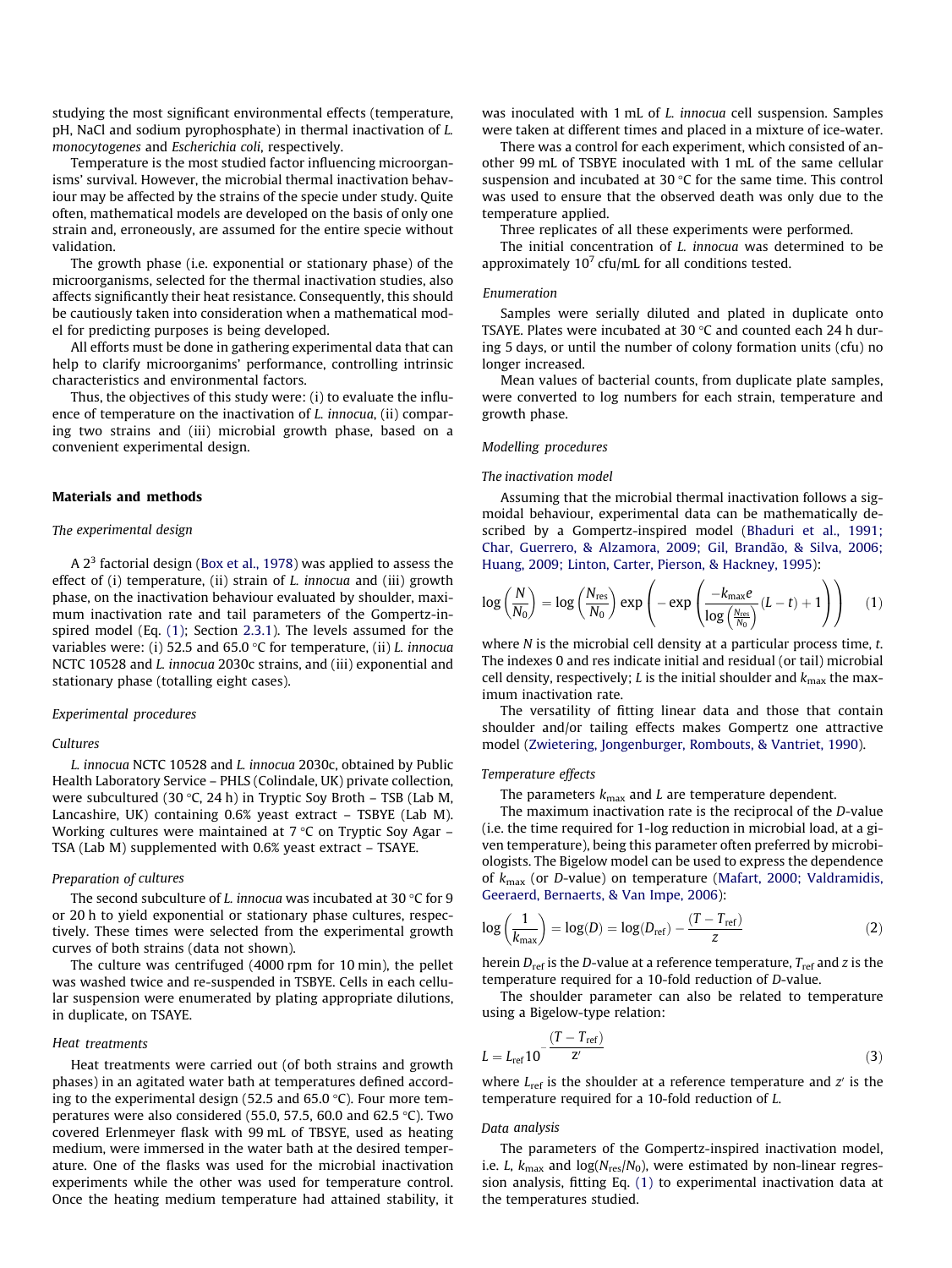studying the most significant environmental effects (temperature, pH, NaCl and sodium pyrophosphate) in thermal inactivation of *L. monocytogenes* and *Escherichia coli*, respectively.

Temperature is the most studied factor influencing microorganisms' survival. However, the microbial thermal inactivation behaviour may be affected by the strains of the specie under study. Quite often, mathematical models are developed on the basis of only one strain and, erroneously, are assumed for the entire specie without validation.

The growth phase (i.e. exponential or stationary phase) of the microorganisms, selected for the thermal inactivation studies, also affects significantly their heat resistance. Consequently, this should be cautiously taken into consideration when a mathematical model for predicting purposes is being developed.

All efforts must be done in gathering experimental data that can help to clarify microorganims' performance, controlling intrinsic characteristics and environmental factors.

Thus, the objectives of this study were: (i) to evaluate the influence of temperature on the inactivation of *L. innocua*, (ii) comparing two strains and (iii) microbial growth phase, based on a convenient experimental design.

## Materials and methods

### The experimental design

A $2^3$ factorial design (Box et al., 1978) was applied to assess the effect of (i) temperature, (ii) strain of *L. innocua* and (iii) growth phase, on the inactivation behaviour evaluated by shoulder, maximum inactivation rate and tail parameters of the Gompertz-inspired model (Eq. (1); Section 2.3.1). The levels assumed for the variables were: (i) 52.5 and 65.0 °C for temperature, (ii) *L. innocua* NCTC 10528 and *L. innocua* 2030c strains, and (iii) exponential and stationary phase (totalling eight cases).

### Experimental procedures

#### Cultures

*L. innocua* NCTC 10528 and *L. innocua* 2030c, obtained by Public Health Laboratory Service – PHLS (Colindale, UK) private collection, were subcultured (30 °C, 24 h) in Tryptic Soy Broth – TSB (Lab M, Lancashire, UK) containing 0.6% yeast extract – TSBYE (Lab M). Working cultures were maintained at 7 °C on Tryptic Soy Agar – TSA (Lab M) supplemented with 0.6% yeast extract – TSAYE.

#### Preparation of cultures

The second subculture of *L. innocua* was incubated at 30 °C for 9 or 20 h to yield exponential or stationary phase cultures, respectively. These times were selected from the experimental growth curves of both strains (data not shown).

The culture was centrifuged (4000 rpm for 10 min), the pellet was washed twice and re-suspended in TSBYE. Cells in each cellular suspension were enumerated by plating appropriate dilutions, in duplicate, on TSAYE.

#### Heat treatments

Heat treatments were carried out (of both strains and growth phases) in an agitated water bath at temperatures defined according to the experimental design (52.5 and 65.0 °C). Four more temperatures were also considered (55.0, 57.5, 60.0 and 62.5 °C). Two covered Erlenmeyer flask with 99 mL of TBSYE, used as heating medium, were immersed in the water bath at the desired temperature. One of the flasks was used for the microbial inactivation experiments while the other was used for temperature control. Once the heating medium temperature had attained stability, it was inoculated with 1 mL of *L. innocua* cell suspension. Samples were taken at different times and placed in a mixture of ice-water.

There was a control for each experiment, which consisted of another 99 mL of TSBYE inoculated with 1 mL of the same cellular suspension and incubated at 30 °C for the same time. This control was used to ensure that the observed death was only due to the temperature applied.

Three replicates of all these experiments were performed.

The initial concentration of *L. innocua* was determined to be approximately $10^7$ cfu/mL for all conditions tested.

#### Enumeration

Samples were serially diluted and plated in duplicate onto TSAYE. Plates were incubated at 30 °C and counted each 24 h during 5 days, or until the number of colony formation units (cfu) no longer increased.

Mean values of bacterial counts, from duplicate plate samples, were converted to log numbers for each strain, temperature and growth phase.

### Modelling procedures

#### The inactivation model

Assuming that the microbial thermal inactivation follows a sigmoidal behaviour, experimental data can be mathematically described by a Gompertz-inspired model (Bhaduri et al., 1991; Char, Guerrero, & Alzamora, 2009; Gil, Brandão, & Silva, 2006; Huang, 2009; Linton, Carter, Pierson, & Hackney, 1995):

$$\log\left(\frac{N}{N_0}\right) = \log\left(\frac{N_{\mathrm{res}}}{N_0}\right)\exp\left(-\exp\left(\frac{-k_{\max}e}{\log\left(\frac{N_{\mathrm{res}}}{N_0}\right)}(L-t)+1\right)\right) \quad (1)$$

where $N$ is the microbial cell density at a particular process time, $t$. The indexes 0 and res indicate initial and residual (or tail) microbial cell density, respectively; $L$ is the initial shoulder and $k_{\max}$ the maximum inactivation rate.

The versatility of fitting linear data and those that contain shoulder and/or tailing effects makes Gompertz one attractive model (Zwietering, Jongenburger, Rombouts, & Vantriet, 1990).

#### Temperature effects

The parameters $k_{\max}$ and $L$ are temperature dependent.

The maximum inactivation rate is the reciprocal of the $D$-value (i.e. the time required for 1-log reduction in microbial load, at a given temperature), being this parameter often preferred by microbiologists. The Bigelow model can be used to express the dependence of $k_{\max}$ (or $D$-value) on temperature (Mafart, 2000; Valdramidis, Geeraerd, Bernaerts, & Van Impe, 2006):

$$\log\left(\frac{1}{k_{\max}}\right) = \log(D) = \log(D_{\mathrm{ref}}) - \frac{(T-T_{\mathrm{ref}})}{z} \quad (2)$$

herein $D_{\mathrm{ref}}$ is the $D$-value at a reference temperature, $T_{\mathrm{ref}}$ and $z$ is the temperature required for a 10-fold reduction of $D$-value.

The shoulder parameter can also be related to temperature using a Bigelow-type relation:

$$L = L_{\mathrm{ref}}10^{-\frac{(T-T_{\mathrm{ref}})}{z'}} \quad (3)$$

where $L_{\mathrm{ref}}$ is the shoulder at a reference temperature and $z'$ is the temperature required for a 10-fold reduction of $L$.

### Data analysis

The parameters of the Gompertz-inspired inactivation model, i.e. $L$, $k_{\max}$ and $\log(N_{\mathrm{res}}/N_0)$, were estimated by non-linear regression analysis, fitting Eq. (1) to experimental inactivation data at the temperatures studied.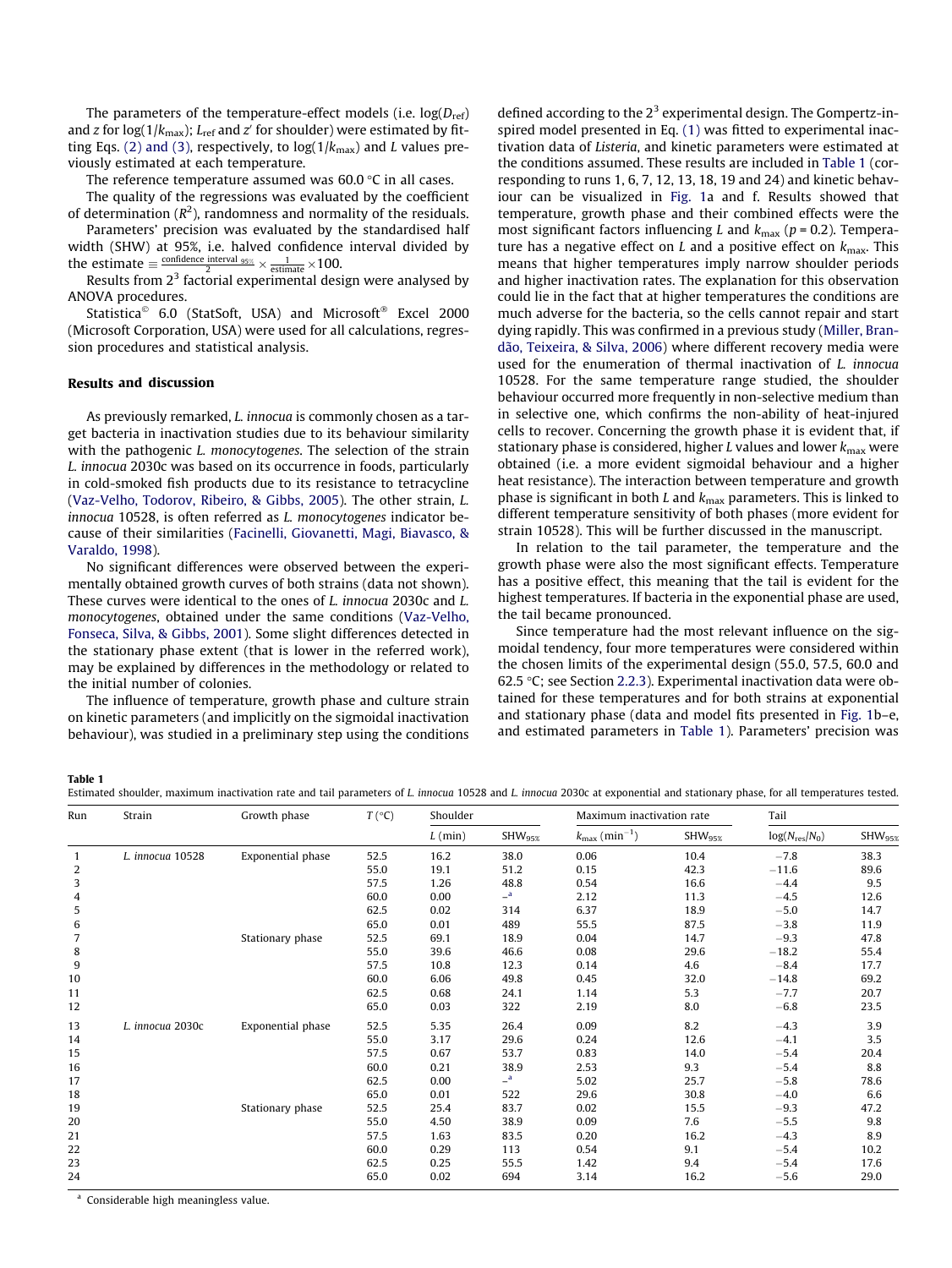The parameters of the temperature-effect models (i.e. $\log(D_{ref})$ and $z$ for $\log(1/k_{max})$; $L_{ref}$ and $z'$ for shoulder) were estimated by fitting Eqs. (2) and (3), respectively, to $\log(1/k_{max})$ and $L$ values previously estimated at each temperature.

The reference temperature assumed was 60.0 °C in all cases.

The quality of the regressions was evaluated by the coefficient of determination ($R^2$), randomness and normality of the residuals.

Parameters' precision was evaluated by the standardised half width (SHW) at 95%, i.e. halved confidence interval divided by the estimate $\equiv \frac{\text{confidence interval}_{95\%}}{2} \times \frac{1}{\text{estimate}} \times 100$.

Results from $2^3$ factorial experimental design were analysed by ANOVA procedures.

Statistica© 6.0 (StatSoft, USA) and Microsoft® Excel 2000 (Microsoft Corporation, USA) were used for all calculations, regression procedures and statistical analysis.

## Results and discussion

As previously remarked, *L. innocua* is commonly chosen as a target bacteria in inactivation studies due to its behaviour similarity with the pathogenic *L. monocytogenes*. The selection of the strain *L. innocua* 2030c was based on its occurrence in foods, particularly in cold-smoked fish products due to its resistance to tetracycline (Vaz-Velho, Todorov, Ribeiro, & Gibbs, 2005). The other strain, *L. innocua* 10528, is often referred as *L. monocytogenes* indicator because of their similarities (Facinelli, Giovanetti, Magi, Biavasco, & Varaldo, 1998).

No significant differences were observed between the experimentally obtained growth curves of both strains (data not shown). These curves were identical to the ones of *L. innocua* 2030c and *L. monocytogenes*, obtained under the same conditions (Vaz-Velho, Fonseca, Silva, & Gibbs, 2001). Some slight differences detected in the stationary phase extent (that is lower in the referred work), may be explained by differences in the methodology or related to the initial number of colonies.

The influence of temperature, growth phase and culture strain on kinetic parameters (and implicitly on the sigmoidal inactivation behaviour), was studied in a preliminary step using the conditions defined according to the $2^3$ experimental design. The Gompertz-inspired model presented in Eq. (1) was fitted to experimental inactivation data of *Listeria*, and kinetic parameters were estimated at the conditions assumed. These results are included in Table 1 (corresponding to runs 1, 6, 7, 12, 13, 18, 19 and 24) and kinetic behaviour can be visualized in Fig. 1a and f. Results showed that temperature, growth phase and their combined effects were the most significant factors influencing $L$ and $k_{max}$ ($p = 0.2$). Temperature has a negative effect on $L$ and a positive effect on $k_{max}$. This means that higher temperatures imply narrow shoulder periods and higher inactivation rates. The explanation for this observation could lie in the fact that at higher temperatures the conditions are much adverse for the bacteria, so the cells cannot repair and start dying rapidly. This was confirmed in a previous study (Miller, Brandão, Teixeira, & Silva, 2006) where different recovery media were used for the enumeration of thermal inactivation of *L. innocua* 10528. For the same temperature range studied, the shoulder behaviour occurred more frequently in non-selective medium than in selective one, which confirms the non-ability of heat-injured cells to recover. Concerning the growth phase it is evident that, if stationary phase is considered, higher $L$ values and lower $k_{max}$ were obtained (i.e. a more evident sigmoidal behaviour and a higher heat resistance). The interaction between temperature and growth phase is significant in both $L$ and $k_{max}$ parameters. This is linked to different temperature sensitivity of both phases (more evident for strain 10528). This will be further discussed in the manuscript.

In relation to the tail parameter, the temperature and the growth phase were also the most significant effects. Temperature has a positive effect, this meaning that the tail is evident for the highest temperatures. If bacteria in the exponential phase are used, the tail became pronounced.

Since temperature had the most relevant influence on the sigmoidal tendency, four more temperatures were considered within the chosen limits of the experimental design (55.0, 57.5, 60.0 and 62.5 °C; see Section 2.2.3). Experimental inactivation data were obtained for these temperatures and for both strains at exponential and stationary phase (data and model fits presented in Fig. 1b–e, and estimated parameters in Table 1). Parameters' precision was

**Table 1**
Estimated shoulder, maximum inactivation rate and tail parameters of *L. innocua* 10528 and *L. innocua* 2030c at exponential and stationary phase, for all temperatures tested.

| Run | Strain | Growth phase | T (°C) | Shoulder | | Maximum inactivation rate | | Tail | |
|---|---|---|---|---|---|---|---|---|---|
| | | | | $L$ (min) | $SHW_{95\%}$ | $k_{max}$ (min$^{-1}$) | $SHW_{95\%}$ | $\log(N_{res}/N_0)$ | $SHW_{95\%}$ |
| 1 | *L. innocua* 10528 | Exponential phase | 52.5 | 16.2 | 38.0 | 0.06 | 10.4 | −7.8 | 38.3 |
| 2 | | | 55.0 | 19.1 | 51.2 | 0.15 | 42.3 | −11.6 | 89.6 |
| 3 | | | 57.5 | 1.26 | 48.8 | 0.54 | 16.6 | −4.4 | 9.5 |
| 4 | | | 60.0 | 0.00 | –[a] | 2.12 | 11.3 | −4.5 | 12.6 |
| 5 | | | 62.5 | 0.02 | 314 | 6.37 | 18.9 | −5.0 | 14.7 |
| 6 | | | 65.0 | 0.01 | 489 | 55.5 | 87.5 | −3.8 | 11.9 |
| 7 | | Stationary phase | 52.5 | 69.1 | 18.9 | 0.04 | 14.7 | −9.3 | 47.8 |
| 8 | | | 55.0 | 39.6 | 46.6 | 0.08 | 29.6 | −18.2 | 55.4 |
| 9 | | | 57.5 | 10.8 | 12.3 | 0.14 | 4.6 | −8.4 | 17.7 |
| 10 | | | 60.0 | 6.06 | 49.8 | 0.45 | 32.0 | −14.8 | 69.2 |
| 11 | | | 62.5 | 0.68 | 24.1 | 1.14 | 5.3 | −7.7 | 20.7 |
| 12 | | | 65.0 | 0.03 | 322 | 2.19 | 8.0 | −6.8 | 23.5 |
| 13 | *L. innocua* 2030c | Exponential phase | 52.5 | 5.35 | 26.4 | 0.09 | 8.2 | −4.3 | 3.9 |
| 14 | | | 55.0 | 3.17 | 29.6 | 0.24 | 12.6 | −4.1 | 3.5 |
| 15 | | | 57.5 | 0.67 | 53.7 | 0.83 | 14.0 | −5.4 | 20.4 |
| 16 | | | 60.0 | 0.21 | 38.9 | 2.53 | 9.3 | −5.4 | 8.8 |
| 17 | | | 62.5 | 0.00 | –[a] | 5.02 | 25.7 | −5.8 | 78.6 |
| 18 | | | 65.0 | 0.01 | 522 | 29.6 | 30.8 | −4.0 | 6.6 |
| 19 | | Stationary phase | 52.5 | 25.4 | 83.7 | 0.02 | 15.5 | −9.3 | 47.2 |
| 20 | | | 55.0 | 4.50 | 38.9 | 0.09 | 7.6 | −5.5 | 9.8 |
| 21 | | | 57.5 | 1.63 | 83.5 | 0.20 | 16.2 | −4.3 | 8.9 |
| 22 | | | 60.0 | 0.29 | 113 | 0.54 | 9.1 | −5.4 | 10.2 |
| 23 | | | 62.5 | 0.25 | 55.5 | 1.42 | 9.4 | −5.4 | 17.6 |
| 24 | | | 65.0 | 0.02 | 694 | 3.14 | 16.2 | −5.6 | 29.0 |

[a] Considerable high meaningless value.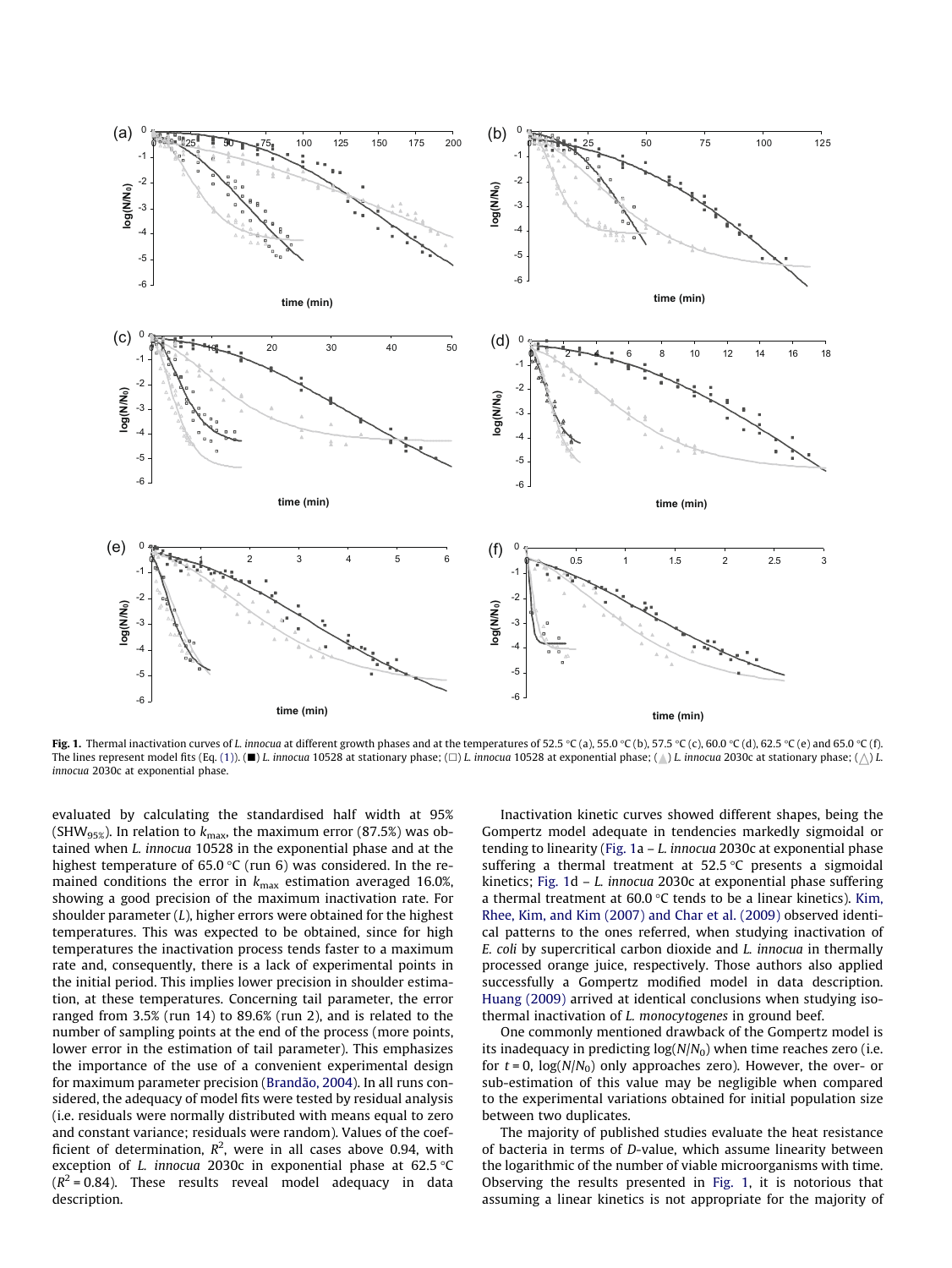**Fig. 1.** Thermal inactivation curves of *L. innocua* at different growth phases and at the temperatures of 52.5 °C (a), 55.0 °C (b), 57.5 °C (c), 60.0 °C (d), 62.5 °C (e) and 65.0 °C (f). The lines represent model fits (Eq. (1)). (■) *L. innocua* 10528 at stationary phase; (□) *L. innocua* 10528 at exponential phase; (▲) *L. innocua* 2030c at stationary phase; (△) *L. innocua* 2030c at exponential phase.

evaluated by calculating the standardised half width at 95% ($SHW_{95\%}$). In relation to $k_{max}$, the maximum error (87.5%) was obtained when *L. innocua* 10528 in the exponential phase and at the highest temperature of 65.0 °C (run 6) was considered. In the remained conditions the error in $k_{max}$ estimation averaged 16.0%, showing a good precision of the maximum inactivation rate. For shoulder parameter (*L*), higher errors were obtained for the highest temperatures. This was expected to be obtained, since for high temperatures the inactivation process tends faster to a maximum rate and, consequently, there is a lack of experimental points in the initial period. This implies lower precision in shoulder estimation, at these temperatures. Concerning tail parameter, the error ranged from 3.5% (run 14) to 89.6% (run 2), and is related to the number of sampling points at the end of the process (more points, lower error in the estimation of tail parameter). This emphasizes the importance of the use of a convenient experimental design for maximum parameter precision (Brandão, 2004). In all runs considered, the adequacy of model fits were tested by residual analysis (i.e. residuals were normally distributed with means equal to zero and constant variance; residuals were random). Values of the coefficient of determination, $R^2$, were in all cases above 0.94, with exception of *L. innocua* 2030c in exponential phase at 62.5 °C ($R^2 = 0.84$). These results reveal model adequacy in data description.

Inactivation kinetic curves showed different shapes, being the Gompertz model adequate in tendencies markedly sigmoidal or tending to linearity (Fig. 1a – *L. innocua* 2030c at exponential phase suffering a thermal treatment at 52.5 °C presents a sigmoidal kinetics; Fig. 1d – *L. innocua* 2030c at exponential phase suffering a thermal treatment at 60.0 °C tends to be a linear kinetics). Kim, Rhee, Kim, and Kim (2007) and Char et al. (2009) observed identical patterns to the ones referred, when studying inactivation of *E. coli* by supercritical carbon dioxide and *L. innocua* in thermally processed orange juice, respectively. Those authors also applied successfully a Gompertz modified model in data description. Huang (2009) arrived at identical conclusions when studying isothermal inactivation of *L. monocytogenes* in ground beef.

One commonly mentioned drawback of the Gompertz model is its inadequacy in predicting $\log(N/N_0)$ when time reaches zero (i.e. for $t = 0$, $\log(N/N_0)$ only approaches zero). However, the over- or sub-estimation of this value may be negligible when compared to the experimental variations obtained for initial population size between two duplicates.

The majority of published studies evaluate the heat resistance of bacteria in terms of *D*-value, which assume linearity between the logarithmic of the number of viable microorganisms with time. Observing the results presented in Fig. 1, it is notorious that assuming a linear kinetics is not appropriate for the majority of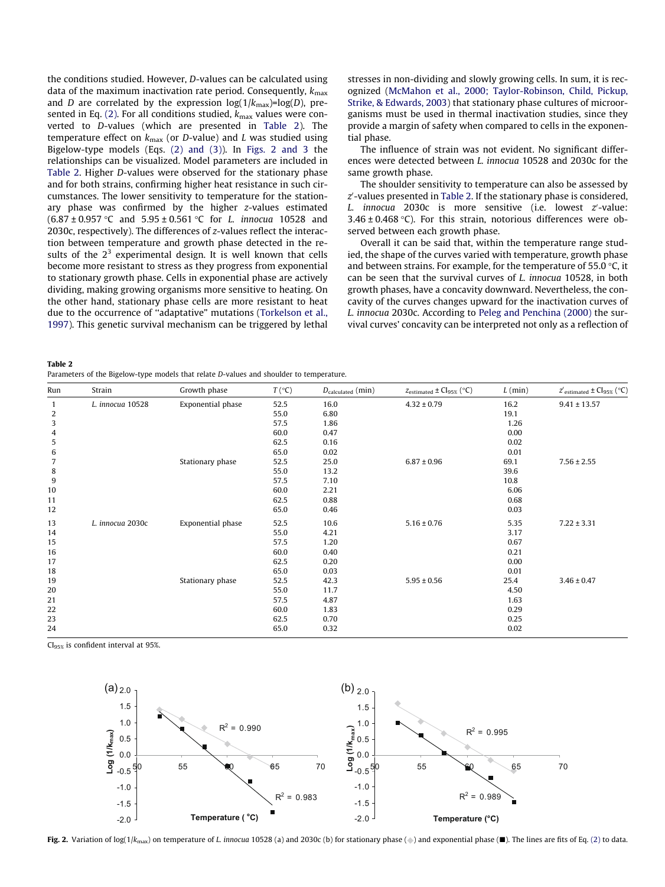the conditions studied. However, D-values can be calculated using data of the maximum inactivation rate period. Consequently, $k_{max}$ and $D$ are correlated by the expression $\log(1/k_{max})=\log(D)$, presented in Eq. (2). For all conditions studied, $k_{max}$ values were converted to D-values (which are presented in Table 2). The temperature effect on $k_{max}$ (or D-value) and $L$ was studied using Bigelow-type models (Eqs. (2) and (3)). In Figs. 2 and 3 the relationships can be visualized. Model parameters are included in Table 2. Higher D-values were observed for the stationary phase and for both strains, confirming higher heat resistance in such circumstances. The lower sensitivity to temperature for the stationary phase was confirmed by the higher z-values estimated (6.87 ± 0.957 °C and 5.95 ± 0.561 °C for *L. innocua* 10528 and 2030c, respectively). The differences of z-values reflect the interaction between temperature and growth phase detected in the results of the $2^3$ experimental design. It is well known that cells become more resistant to stress as they progress from exponential to stationary growth phase. Cells in exponential phase are actively dividing, making growing organisms more sensitive to heating. On the other hand, stationary phase cells are more resistant to heat due to the occurrence of "adaptative" mutations (Torkelson et al., 1997). This genetic survival mechanism can be triggered by lethal stresses in non-dividing and slowly growing cells. In sum, it is recognized (McMahon et al., 2000; Taylor-Robinson, Child, Pickup, Strike, & Edwards, 2003) that stationary phase cultures of microorganisms must be used in thermal inactivation studies, since they provide a margin of safety when compared to cells in the exponential phase.

The influence of strain was not evident. No significant differences were detected between *L. innocua* 10528 and 2030c for the same growth phase.

The shoulder sensitivity to temperature can also be assessed by z′-values presented in Table 2. If the stationary phase is considered, *L. innocua* 2030c is more sensitive (i.e. lowest z′-value: 3.46 ± 0.468 °C). For this strain, notorious differences were observed between each growth phase.

Overall it can be said that, within the temperature range studied, the shape of the curves varied with temperature, growth phase and between strains. For example, for the temperature of 55.0 °C, it can be seen that the survival curves of *L. innocua* 10528, in both growth phases, have a concavity downward. Nevertheless, the concavity of the curves changes upward for the inactivation curves of *L. innocua* 2030c. According to Peleg and Penchina (2000) the survival curves' concavity can be interpreted not only as a reflection of

**Table 2**
Parameters of the Bigelow-type models that relate D-values and shoulder to temperature.

| Run | Strain | Growth phase | T (°C) | $D_{calculated}$ (min) | $z_{estimated} \pm CI_{95\%}$ (°C) | L (min) | $z'_{estimated} \pm CI_{95\%}$ (°C) |
|---|---|---|---|---|---|---|---|
| 1 | *L. innocua* 10528 | Exponential phase | 52.5 | 16.0 | 4.32 ± 0.79 | 16.2 | 9.41 ± 13.57 |
| 2 | | | 55.0 | 6.80 | | 19.1 | |
| 3 | | | 57.5 | 1.86 | | 1.26 | |
| 4 | | | 60.0 | 0.47 | | 0.00 | |
| 5 | | | 62.5 | 0.16 | | 0.02 | |
| 6 | | | 65.0 | 0.02 | | 0.01 | |
| 7 | | Stationary phase | 52.5 | 25.0 | 6.87 ± 0.96 | 69.1 | 7.56 ± 2.55 |
| 8 | | | 55.0 | 13.2 | | 39.6 | |
| 9 | | | 57.5 | 7.10 | | 10.8 | |
| 10 | | | 60.0 | 2.21 | | 6.06 | |
| 11 | | | 62.5 | 0.88 | | 0.68 | |
| 12 | | | 65.0 | 0.46 | | 0.03 | |
| 13 | *L. innocua* 2030c | Exponential phase | 52.5 | 10.6 | 5.16 ± 0.76 | 5.35 | 7.22 ± 3.31 |
| 14 | | | 55.0 | 4.21 | | 3.17 | |
| 15 | | | 57.5 | 1.20 | | 0.67 | |
| 16 | | | 60.0 | 0.40 | | 0.21 | |
| 17 | | | 62.5 | 0.20 | | 0.00 | |
| 18 | | | 65.0 | 0.03 | | 0.01 | |
| 19 | | Stationary phase | 52.5 | 42.3 | 5.95 ± 0.56 | 25.4 | 3.46 ± 0.47 |
| 20 | | | 55.0 | 11.7 | | 4.50 | |
| 21 | | | 57.5 | 4.87 | | 1.63 | |
| 22 | | | 60.0 | 1.83 | | 0.29 | |
| 23 | | | 62.5 | 0.70 | | 0.25 | |
| 24 | | | 65.0 | 0.32 | | 0.02 | |

$CI_{95\%}$ is confident interval at 95%.

**Fig. 2.** Variation of $\log(1/k_{max})$ on temperature of *L. innocua* 10528 (a) and 2030c (b) for stationary phase (◆) and exponential phase (■). The lines are fits of Eq. (2) to data.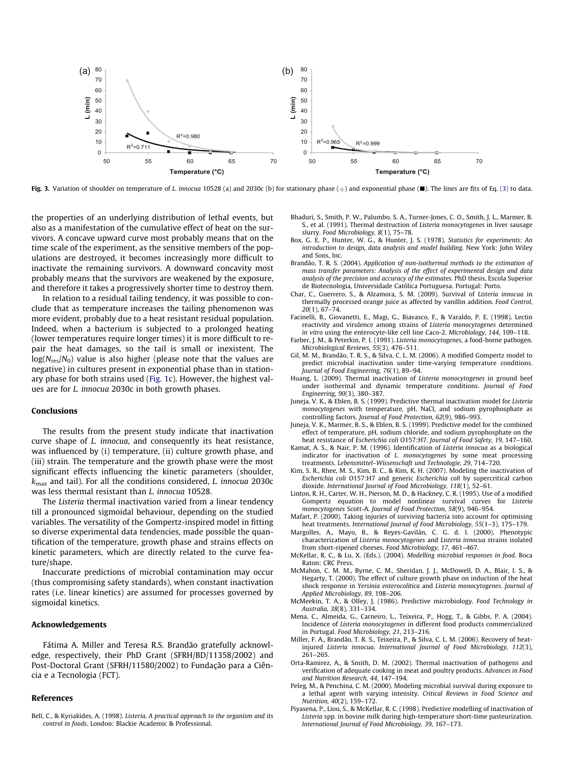Fig. 3. Variation of shoulder on temperature of *L. innocua* 10528 (a) and 2030c (b) for stationary phase (◆) and exponential phase (■). The lines are fits of Eq. (3) to data.

the properties of an underlying distribution of lethal events, but also as a manifestation of the cumulative effect of heat on the survivors. A concave upward curve most probably means that on the time scale of the experiment, as the sensitive members of the populations are destroyed, it becomes increasingly more difficult to inactivate the remaining survivors. A downward concavity most probably means that the survivors are weakened by the exposure, and therefore it takes a progressively shorter time to destroy them.

In relation to a residual tailing tendency, it was possible to conclude that as temperature increases the tailing phenomenon was more evident, probably due to a heat resistant residual population. Indeed, when a bacterium is subjected to a prolonged heating (lower temperatures require longer times) it is more difficult to repair the heat damages, so the tail is small or inexistent. The $\log(N_{res}/N_0)$ value is also higher (please note that the values are negative) in cultures present in exponential phase than in stationary phase for both strains used (Fig. 1c). However, the highest values are for *L. innocua* 2030c in both growth phases.

## Conclusions

The results from the present study indicate that inactivation curve shape of *L. innocua*, and consequently its heat resistance, was influenced by (i) temperature, (ii) culture growth phase, and (iii) strain. The temperature and the growth phase were the most significant effects influencing the kinetic parameters (shoulder, $k_{max}$ and tail). For all the conditions considered, *L. innocua* 2030c was less thermal resistant than *L. innocua* 10528.

The *Listeria* thermal inactivation varied from a linear tendency till a pronounced sigmoidal behaviour, depending on the studied variables. The versatility of the Gompertz-inspired model in fitting so diverse experimental data tendencies, made possible the quantification of the temperature, growth phase and strains effects on kinetic parameters, which are directly related to the curve feature/shape.

Inaccurate predictions of microbial contamination may occur (thus compromising safety standards), when constant inactivation rates (i.e. linear kinetics) are assumed for processes governed by sigmoidal kinetics.

## Acknowledgements

Fátima A. Miller and Teresa R.S. Brandão gratefully acknowledge, respectively, their PhD Grant (SFRH/BD/11358/2002) and Post-Doctoral Grant (SFRH/11580/2002) to Fundação para a Ciência e a Tecnologia (FCT).

## References

Bell, C., & Kyriakides, A. (1998). *Listeria. A practical approach to the organism and its control in foods*. London: Blackie Academic & Professional.

Bhaduri, S., Smith, P. W., Palumbo, S. A., Turner-Jones, C. O., Smith, J. L., Marmer, B. S., et al. (1991). Thermal destruction of *Listeria monocytogenes* in liver sausage slurry. *Food Microbiology, 8*(1), 75–78.

Box, G. E. P., Hunter, W. G., & Hunter, J. S. (1978). *Statistics for experiments: An introduction to design, data analysis and model building*. New York: John Wiley and Sons, Inc.

Brandão, T. R. S. (2004). *Application of non-isothermal methods to the estimation of mass transfer parameters: Analysis of the effect of experimental design and data analysis of the precision and accuracy of the estimates*. PhD thesis, Escola Superior de Biotecnologia, Universidade Católica Portuguesa. Portugal: Porto.

Char, C., Guerrero, S., & Alzamora, S. M. (2009). Survival of *Listeria innocua* in thermally processed orange juice as affected by vanillin addition. *Food Control, 20*(1), 67–74.

Facinelli, B., Giovanetti, E., Magi, G., Biavasco, F., & Varaldo, P. E. (1998). Lectin reactivity and virulence among strains of *Listeria monocytogenes* determined *in vitro* using the enterocyte-like cell line Caco-2. *Microbiology, 144*, 109–118.

Farber, J. M., & Peterkin, P. I. (1991). *Listeria monocytogenes*, a food-borne pathogen. *Microbiological Reviews, 55*(3), 476–511.

Gil, M. M., Brandão, T. R. S., & Silva, C. L. M. (2006). A modified Gompertz model to predict microbial inactivation under time-varying temperature conditions. *Journal of Food Engineering, 76*(1), 89–94.

Huang, L. (2009). Thermal inactivation of *Listeria monocytogenes* in ground beef under isothermal and dynamic temperature conditions. *Journal of Food Engineering, 90*(3), 380–387.

Juneja, V. K., & Eblen, B. S. (1999). Predictive thermal inactivation model for *Listeria monocytogenes* with temperature, pH, NaCl, and sodium pyrophosphate as controlling factors. *Journal of Food Protection, 62*(9), 986–993.

Juneja, V. K., Marmer, B. S., & Eblen, B. S. (1999). Predictive model for the combined effect of temperature, pH, sodium chloride, and sodium pyrophosphate on the heat resistance of *Escherichia coli* O157:H7. *Journal of Food Safety, 19*, 147–160.

Kamat, A. S., & Nair, P. M. (1996). Identification of *Listeria innocua* as a biological indicator for inactivation of *L. monocytogenes* by some meat processing treatments. *Lebensmittel–Wissenschaft und Technologie, 29*, 714–720.

Kim, S. R., Rhee, M. S., Kim, B. C., & Kim, K. H. (2007). Modeling the inactivation of *Escherichia coli* O157:H7 and generic *Escherichia coli* by supercritical carbon dioxide. *International Journal of Food Microbiology, 118*(1), 52–61.

Linton, R. H., Carter, W. H., Pierson, M. D., & Hackney, C. R. (1995). Use of a modified Gompertz equation to model nonlinear survival curves for *Listeria monocytogenes* Scott-A. *Journal of Food Protection, 58*(9), 946–954.

Mafart, P. (2000). Taking injuries of surviving bacteria into account for optimising heat treatments. *International Journal of Food Microbiology, 55*(1–3), 175–179.

Margolles, A., Mayo, B., & Reyes-Gavilán, C. G. d. l. (2000). Phenotypic characterization of *Listeria monocytogenes* and *Listeria innocua* strains isolated from short-ripened cheeses. *Food Microbiology, 17*, 461–467.

McKellar, R. C., & Lu, X. (Eds.). (2004). *Modelling microbial responses in food*. Boca Raton: CRC Press.

McMahon, C. M. M., Byrne, C. M., Sheridan, J. J., McDowell, D. A., Blair, I. S., & Hegarty, T. (2000). The effect of culture growth phase on induction of the heat shock response in *Yersinia enterocolitica* and *Listeria monocytogenes*. *Journal of Applied Microbiology, 89*, 198–206.

McMeekin, T. A., & Olley, J. (1986). Predictive microbiology. *Food Technology in Australia, 38*(8), 331–334.

Mena, C., Almeida, G., Carneiro, L., Teixeira, P., Hogg, T., & Gibbs, P. A. (2004). Incidence of *Listeria monocytogenes* in different food products commercialized in Portugal. *Food Microbiology, 21*, 213–216.

Miller, F. A., Brandão, T. R. S., Teixeira, P., & Silva, C. L. M. (2006). Recovery of heat-injured *Listeria innocua*. *International Journal of Food Microbiology, 112*(3), 261–265.

Orta-Ramirez, A., & Smith, D. M. (2002). Thermal inactivation of pathogens and verification of adequate cooking in meat and poultry products. *Advances in Food and Nutrition Research, 44*, 147–194.

Peleg, M., & Penchina, C. M. (2000). Modeling microbial survival during exposure to a lethal agent with varying intensity. *Critical Reviews in Food Science and Nutrition, 40*(2), 159–172.

Piyasena, P., Liou, S., & McKellar, R. C. (1998). Predictive modelling of inactivation of *Listeria* spp. in bovine milk during high-temperature short-time pasteurization. *International Journal of Food Microbiology, 39*, 167–173.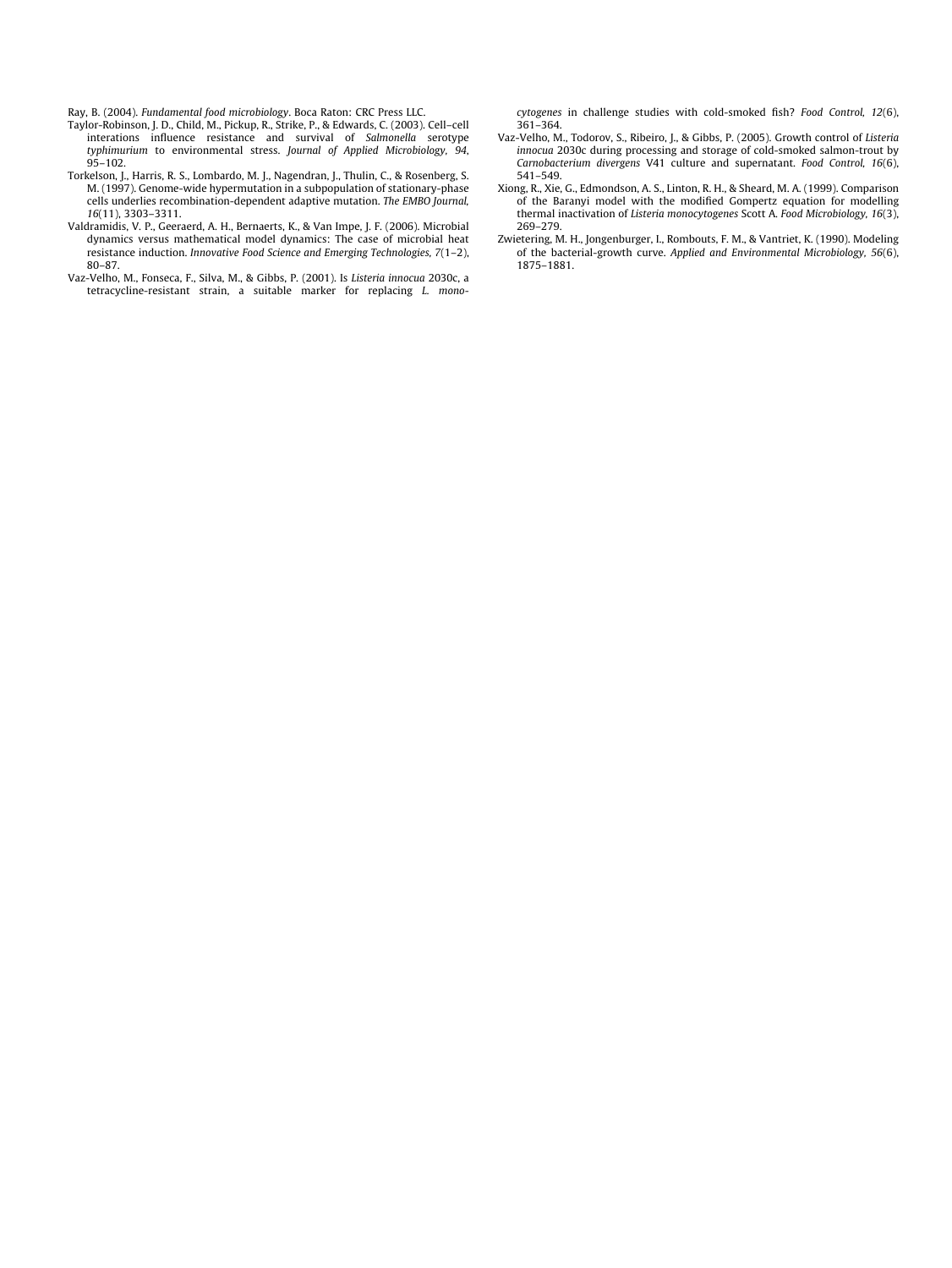Ray, B. (2004). *Fundamental food microbiology*. Boca Raton: CRC Press LLC.

Taylor-Robinson, J. D., Child, M., Pickup, R., Strike, P., & Edwards, C. (2003). Cell–cell interations influence resistance and survival of *Salmonella* serotype *typhimurium* to environmental stress. *Journal of Applied Microbiology, 94*, 95–102.

Torkelson, J., Harris, R. S., Lombardo, M. J., Nagendran, J., Thulin, C., & Rosenberg, S. M. (1997). Genome-wide hypermutation in a subpopulation of stationary-phase cells underlies recombination-dependent adaptive mutation. *The EMBO Journal, 16*(11), 3303–3311.

Valdramidis, V. P., Geeraerd, A. H., Bernaerts, K., & Van Impe, J. F. (2006). Microbial dynamics versus mathematical model dynamics: The case of microbial heat resistance induction. *Innovative Food Science and Emerging Technologies, 7*(1–2), 80–87.

Vaz-Velho, M., Fonseca, F., Silva, M., & Gibbs, P. (2001). Is *Listeria innocua* 2030c, a tetracycline-resistant strain, a suitable marker for replacing *L. monocytogenes* in challenge studies with cold-smoked fish? *Food Control, 12*(6), 361–364.

Vaz-Velho, M., Todorov, S., Ribeiro, J., & Gibbs, P. (2005). Growth control of *Listeria innocua* 2030c during processing and storage of cold-smoked salmon-trout by *Carnobacterium divergens* V41 culture and supernatant. *Food Control, 16*(6), 541–549.

Xiong, R., Xie, G., Edmondson, A. S., Linton, R. H., & Sheard, M. A. (1999). Comparison of the Baranyi model with the modified Gompertz equation for modelling thermal inactivation of *Listeria monocytogenes* Scott A. *Food Microbiology, 16*(3), 269–279.

Zwietering, M. H., Jongenburger, I., Rombouts, F. M., & Vantriet, K. (1990). Modeling of the bacterial-growth curve. *Applied and Environmental Microbiology, 56*(6), 1875–1881.